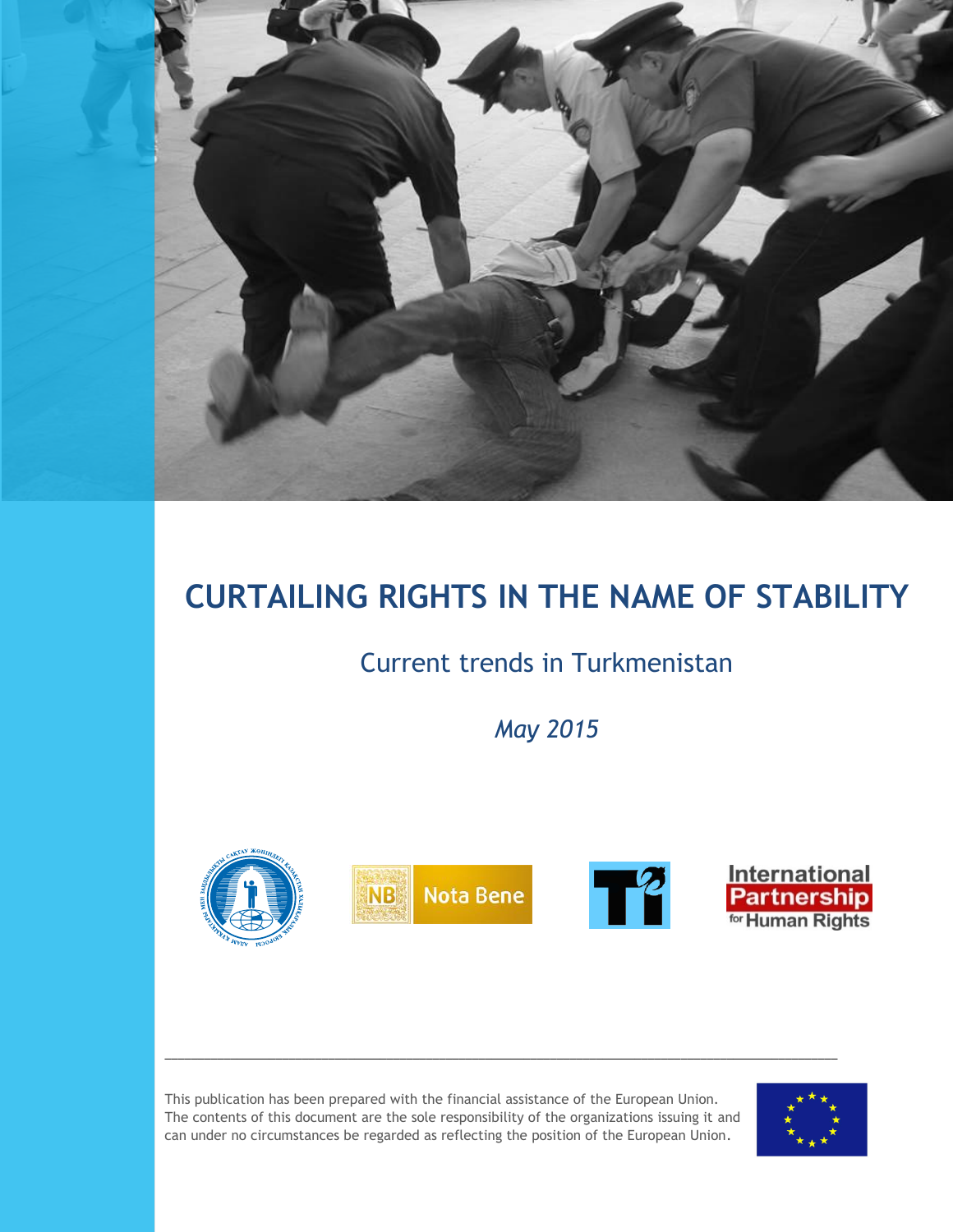# CURTAILING RIGHTS IN THE NAME OF STABILITY

## Current trends in Turkmenistan

*May 2015*

Nota Bene

International Partnership for Human Rights

---

This publication has been prepared with the financial assistance of the European Union. The contents of this document are the sole responsibility of the organizations issuing it and can under no circumstances be regarded as reflecting the position of the European Union.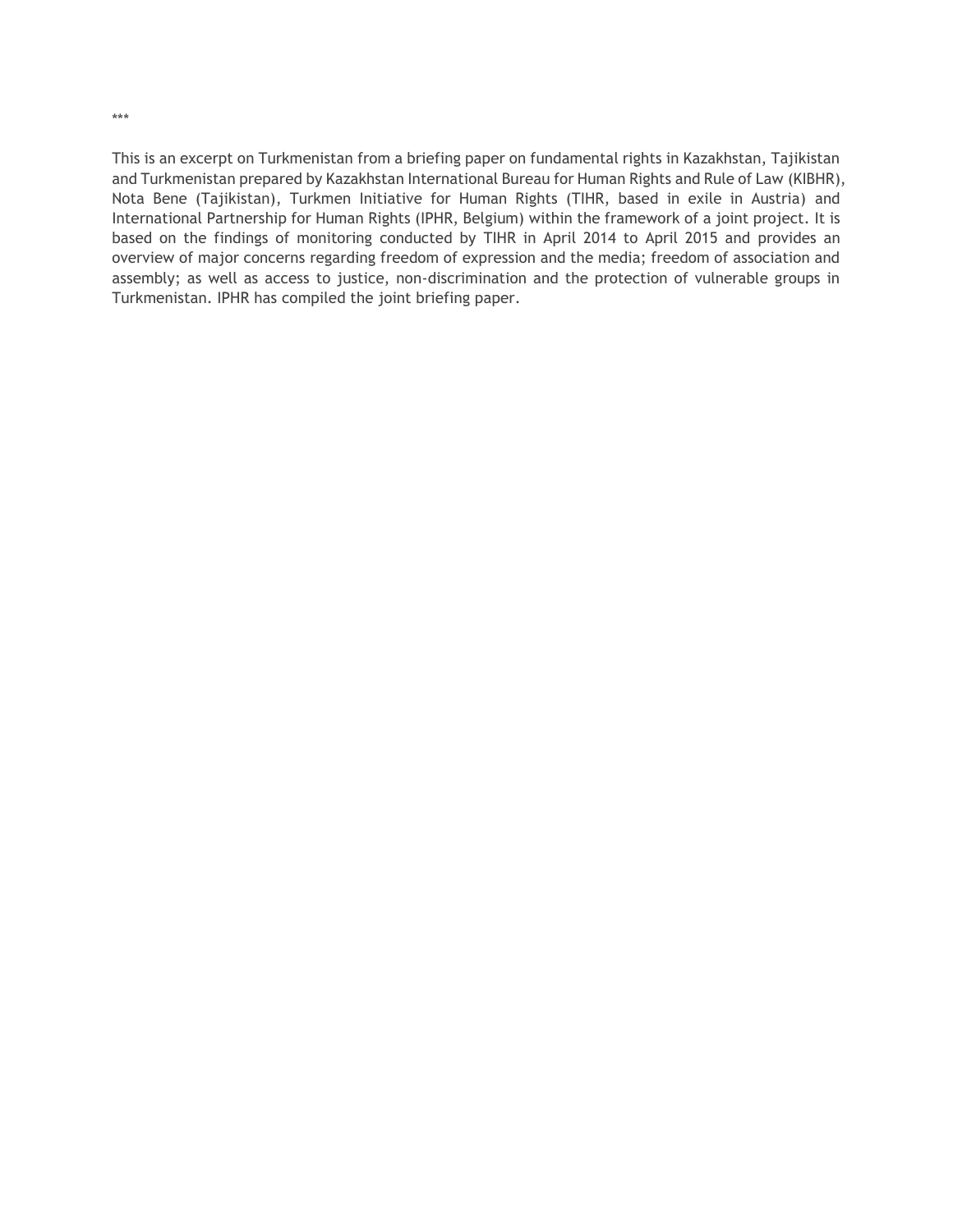***

This is an excerpt on Turkmenistan from a briefing paper on fundamental rights in Kazakhstan, Tajikistan and Turkmenistan prepared by Kazakhstan International Bureau for Human Rights and Rule of Law (KIBHR), Nota Bene (Tajikistan), Turkmen Initiative for Human Rights (TIHR, based in exile in Austria) and International Partnership for Human Rights (IPHR, Belgium) within the framework of a joint project. It is based on the findings of monitoring conducted by TIHR in April 2014 to April 2015 and provides an overview of major concerns regarding freedom of expression and the media; freedom of association and assembly; as well as access to justice, non-discrimination and the protection of vulnerable groups in Turkmenistan. IPHR has compiled the joint briefing paper.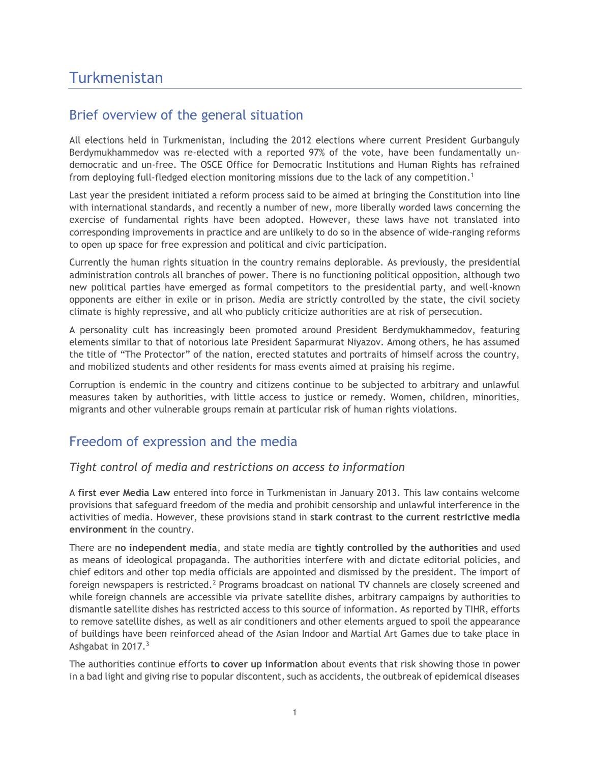# Turkmenistan

## Brief overview of the general situation

All elections held in Turkmenistan, including the 2012 elections where current President Gurbanguly Berdymukhammedov was re-elected with a reported 97% of the vote, have been fundamentally un-democratic and un-free. The OSCE Office for Democratic Institutions and Human Rights has refrained from deploying full-fledged election monitoring missions due to the lack of any competition.[1]

Last year the president initiated a reform process said to be aimed at bringing the Constitution into line with international standards, and recently a number of new, more liberally worded laws concerning the exercise of fundamental rights have been adopted. However, these laws have not translated into corresponding improvements in practice and are unlikely to do so in the absence of wide-ranging reforms to open up space for free expression and political and civic participation.

Currently the human rights situation in the country remains deplorable. As previously, the presidential administration controls all branches of power. There is no functioning political opposition, although two new political parties have emerged as formal competitors to the presidential party, and well-known opponents are either in exile or in prison. Media are strictly controlled by the state, the civil society climate is highly repressive, and all who publicly criticize authorities are at risk of persecution.

A personality cult has increasingly been promoted around President Berdymukhammedov, featuring elements similar to that of notorious late President Saparmurat Niyazov. Among others, he has assumed the title of "The Protector" of the nation, erected statutes and portraits of himself across the country, and mobilized students and other residents for mass events aimed at praising his regime.

Corruption is endemic in the country and citizens continue to be subjected to arbitrary and unlawful measures taken by authorities, with little access to justice or remedy. Women, children, minorities, migrants and other vulnerable groups remain at particular risk of human rights violations.

## Freedom of expression and the media

### *Tight control of media and restrictions on access to information*

A **first ever Media Law** entered into force in Turkmenistan in January 2013. This law contains welcome provisions that safeguard freedom of the media and prohibit censorship and unlawful interference in the activities of media. However, these provisions stand in **stark contrast to the current restrictive media environment** in the country.

There are **no independent media**, and state media are **tightly controlled by the authorities** and used as means of ideological propaganda. The authorities interfere with and dictate editorial policies, and chief editors and other top media officials are appointed and dismissed by the president. The import of foreign newspapers is restricted.[2] Programs broadcast on national TV channels are closely screened and while foreign channels are accessible via private satellite dishes, arbitrary campaigns by authorities to dismantle satellite dishes has restricted access to this source of information. As reported by TIHR, efforts to remove satellite dishes, as well as air conditioners and other elements argued to spoil the appearance of buildings have been reinforced ahead of the Asian Indoor and Martial Art Games due to take place in Ashgabat in 2017.[3]

The authorities continue efforts **to cover up information** about events that risk showing those in power in a bad light and giving rise to popular discontent, such as accidents, the outbreak of epidemical diseases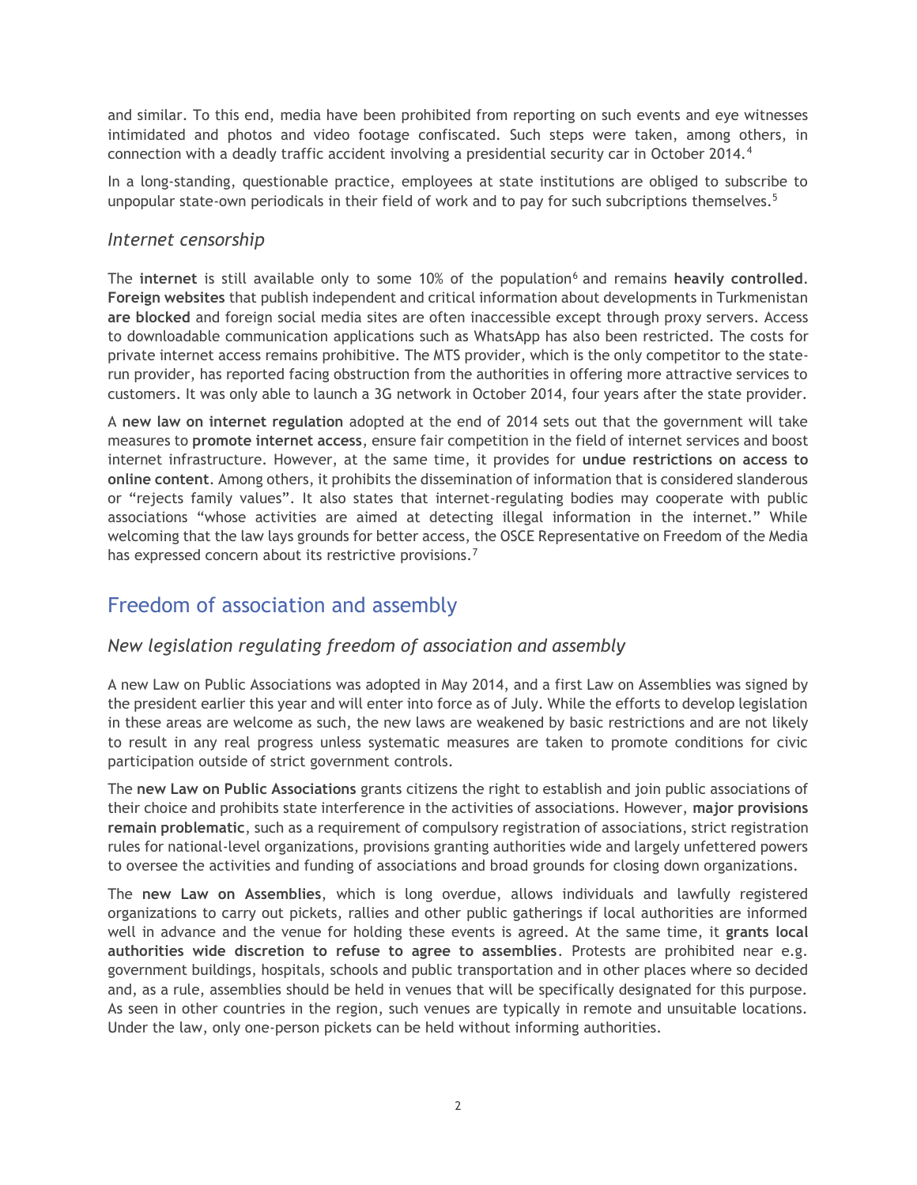and similar. To this end, media have been prohibited from reporting on such events and eye witnesses intimidated and photos and video footage confiscated. Such steps were taken, among others, in connection with a deadly traffic accident involving a presidential security car in October 2014.[4]

In a long-standing, questionable practice, employees at state institutions are obliged to subscribe to unpopular state-own periodicals in their field of work and to pay for such subcriptions themselves.[5]

### *Internet censorship*

The **internet** is still available only to some 10% of the population[6] and remains **heavily controlled**. **Foreign websites** that publish independent and critical information about developments in Turkmenistan **are blocked** and foreign social media sites are often inaccessible except through proxy servers. Access to downloadable communication applications such as WhatsApp has also been restricted. The costs for private internet access remains prohibitive. The MTS provider, which is the only competitor to the state-run provider, has reported facing obstruction from the authorities in offering more attractive services to customers. It was only able to launch a 3G network in October 2014, four years after the state provider.

A **new law on internet regulation** adopted at the end of 2014 sets out that the government will take measures to **promote internet access**, ensure fair competition in the field of internet services and boost internet infrastructure. However, at the same time, it provides for **undue restrictions on access to online content**. Among others, it prohibits the dissemination of information that is considered slanderous or "rejects family values". It also states that internet-regulating bodies may cooperate with public associations "whose activities are aimed at detecting illegal information in the internet." While welcoming that the law lays grounds for better access, the OSCE Representative on Freedom of the Media has expressed concern about its restrictive provisions.[7]

## Freedom of association and assembly

### *New legislation regulating freedom of association and assembly*

A new Law on Public Associations was adopted in May 2014, and a first Law on Assemblies was signed by the president earlier this year and will enter into force as of July. While the efforts to develop legislation in these areas are welcome as such, the new laws are weakened by basic restrictions and are not likely to result in any real progress unless systematic measures are taken to promote conditions for civic participation outside of strict government controls.

The **new Law on Public Associations** grants citizens the right to establish and join public associations of their choice and prohibits state interference in the activities of associations. However, **major provisions remain problematic**, such as a requirement of compulsory registration of associations, strict registration rules for national-level organizations, provisions granting authorities wide and largely unfettered powers to oversee the activities and funding of associations and broad grounds for closing down organizations.

The **new Law on Assemblies**, which is long overdue, allows individuals and lawfully registered organizations to carry out pickets, rallies and other public gatherings if local authorities are informed well in advance and the venue for holding these events is agreed. At the same time, it **grants local authorities wide discretion to refuse to agree to assemblies**. Protests are prohibited near e.g. government buildings, hospitals, schools and public transportation and in other places where so decided and, as a rule, assemblies should be held in venues that will be specifically designated for this purpose. As seen in other countries in the region, such venues are typically in remote and unsuitable locations. Under the law, only one-person pickets can be held without informing authorities.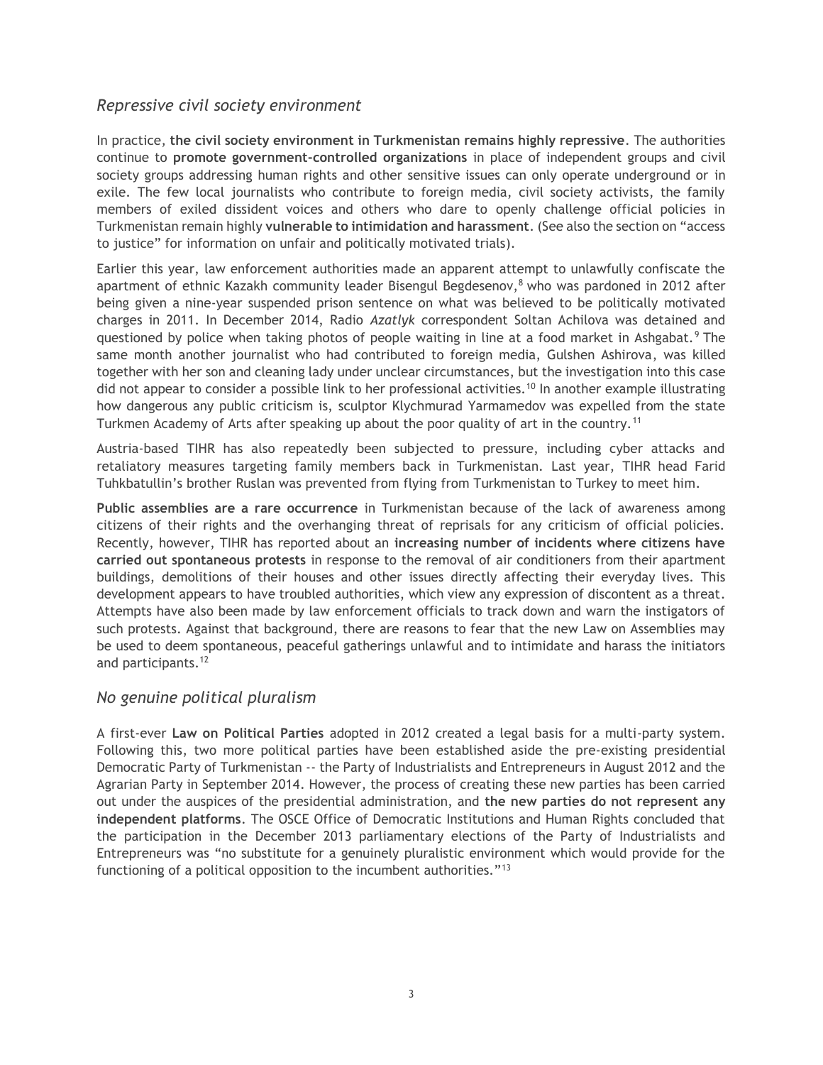## *Repressive civil society environment*

In practice, **the civil society environment in Turkmenistan remains highly repressive**. The authorities continue to **promote government-controlled organizations** in place of independent groups and civil society groups addressing human rights and other sensitive issues can only operate underground or in exile. The few local journalists who contribute to foreign media, civil society activists, the family members of exiled dissident voices and others who dare to openly challenge official policies in Turkmenistan remain highly **vulnerable to intimidation and harassment**. (See also the section on "access to justice" for information on unfair and politically motivated trials).

Earlier this year, law enforcement authorities made an apparent attempt to unlawfully confiscate the apartment of ethnic Kazakh community leader Bisengul Begdesenov,[8] who was pardoned in 2012 after being given a nine-year suspended prison sentence on what was believed to be politically motivated charges in 2011. In December 2014, Radio *Azatlyk* correspondent Soltan Achilova was detained and questioned by police when taking photos of people waiting in line at a food market in Ashgabat.[9] The same month another journalist who had contributed to foreign media, Gulshen Ashirova, was killed together with her son and cleaning lady under unclear circumstances, but the investigation into this case did not appear to consider a possible link to her professional activities.[10] In another example illustrating how dangerous any public criticism is, sculptor Klychmurad Yarmamedov was expelled from the state Turkmen Academy of Arts after speaking up about the poor quality of art in the country.[11]

Austria-based TIHR has also repeatedly been subjected to pressure, including cyber attacks and retaliatory measures targeting family members back in Turkmenistan. Last year, TIHR head Farid Tuhkbatullin's brother Ruslan was prevented from flying from Turkmenistan to Turkey to meet him.

**Public assemblies are a rare occurrence** in Turkmenistan because of the lack of awareness among citizens of their rights and the overhanging threat of reprisals for any criticism of official policies. Recently, however, TIHR has reported about an **increasing number of incidents where citizens have carried out spontaneous protests** in response to the removal of air conditioners from their apartment buildings, demolitions of their houses and other issues directly affecting their everyday lives. This development appears to have troubled authorities, which view any expression of discontent as a threat. Attempts have also been made by law enforcement officials to track down and warn the instigators of such protests. Against that background, there are reasons to fear that the new Law on Assemblies may be used to deem spontaneous, peaceful gatherings unlawful and to intimidate and harass the initiators and participants.[12]

## *No genuine political pluralism*

A first-ever **Law on Political Parties** adopted in 2012 created a legal basis for a multi-party system. Following this, two more political parties have been established aside the pre-existing presidential Democratic Party of Turkmenistan -- the Party of Industrialists and Entrepreneurs in August 2012 and the Agrarian Party in September 2014. However, the process of creating these new parties has been carried out under the auspices of the presidential administration, and **the new parties do not represent any independent platforms**. The OSCE Office of Democratic Institutions and Human Rights concluded that the participation in the December 2013 parliamentary elections of the Party of Industrialists and Entrepreneurs was "no substitute for a genuinely pluralistic environment which would provide for the functioning of a political opposition to the incumbent authorities."[13]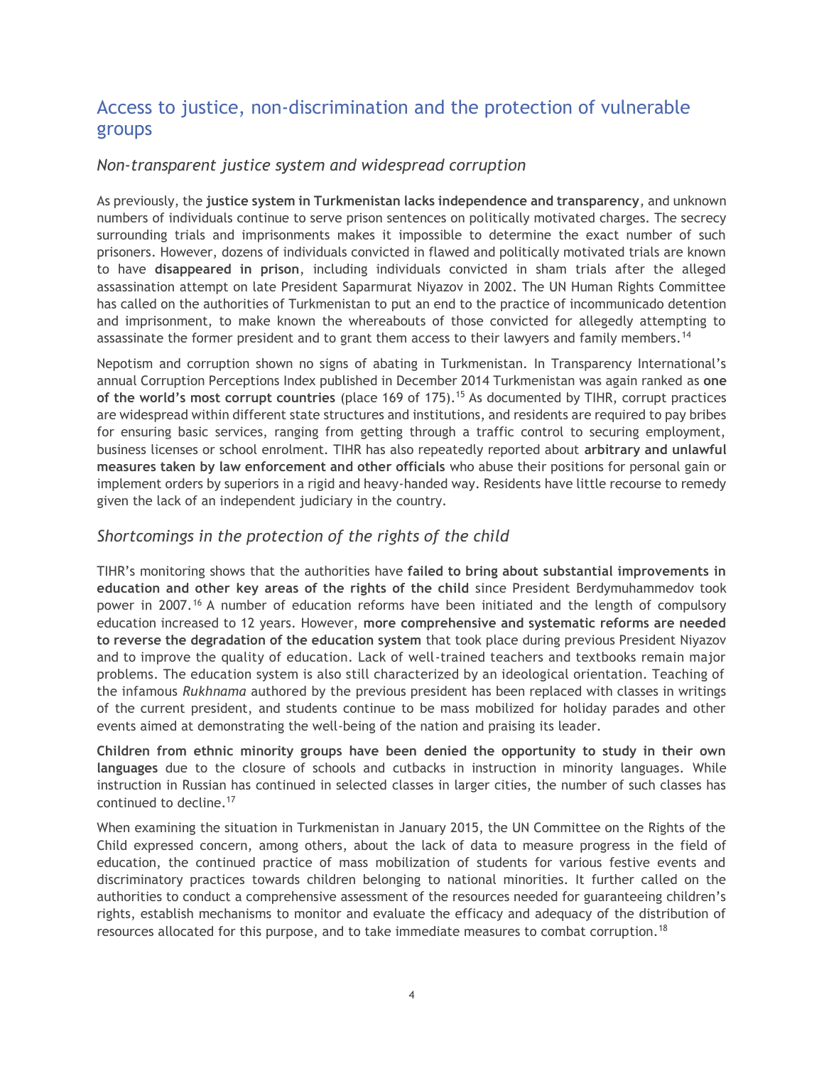## Access to justice, non-discrimination and the protection of vulnerable groups

### *Non-transparent justice system and widespread corruption*

As previously, the **justice system in Turkmenistan lacks independence and transparency**, and unknown numbers of individuals continue to serve prison sentences on politically motivated charges. The secrecy surrounding trials and imprisonments makes it impossible to determine the exact number of such prisoners. However, dozens of individuals convicted in flawed and politically motivated trials are known to have **disappeared in prison**, including individuals convicted in sham trials after the alleged assassination attempt on late President Saparmurat Niyazov in 2002. The UN Human Rights Committee has called on the authorities of Turkmenistan to put an end to the practice of incommunicado detention and imprisonment, to make known the whereabouts of those convicted for allegedly attempting to assassinate the former president and to grant them access to their lawyers and family members.[14]

Nepotism and corruption shown no signs of abating in Turkmenistan. In Transparency International's annual Corruption Perceptions Index published in December 2014 Turkmenistan was again ranked as **one of the world's most corrupt countries** (place 169 of 175).[15] As documented by TIHR, corrupt practices are widespread within different state structures and institutions, and residents are required to pay bribes for ensuring basic services, ranging from getting through a traffic control to securing employment, business licenses or school enrolment. TIHR has also repeatedly reported about **arbitrary and unlawful measures taken by law enforcement and other officials** who abuse their positions for personal gain or implement orders by superiors in a rigid and heavy-handed way. Residents have little recourse to remedy given the lack of an independent judiciary in the country.

### *Shortcomings in the protection of the rights of the child*

TIHR's monitoring shows that the authorities have **failed to bring about substantial improvements in education and other key areas of the rights of the child** since President Berdymuhammedov took power in 2007.[16] A number of education reforms have been initiated and the length of compulsory education increased to 12 years. However, **more comprehensive and systematic reforms are needed to reverse the degradation of the education system** that took place during previous President Niyazov and to improve the quality of education. Lack of well-trained teachers and textbooks remain major problems. The education system is also still characterized by an ideological orientation. Teaching of the infamous *Rukhnama* authored by the previous president has been replaced with classes in writings of the current president, and students continue to be mass mobilized for holiday parades and other events aimed at demonstrating the well-being of the nation and praising its leader.

**Children from ethnic minority groups have been denied the opportunity to study in their own languages** due to the closure of schools and cutbacks in instruction in minority languages. While instruction in Russian has continued in selected classes in larger cities, the number of such classes has continued to decline.[17]

When examining the situation in Turkmenistan in January 2015, the UN Committee on the Rights of the Child expressed concern, among others, about the lack of data to measure progress in the field of education, the continued practice of mass mobilization of students for various festive events and discriminatory practices towards children belonging to national minorities. It further called on the authorities to conduct a comprehensive assessment of the resources needed for guaranteeing children's rights, establish mechanisms to monitor and evaluate the efficacy and adequacy of the distribution of resources allocated for this purpose, and to take immediate measures to combat corruption.[18]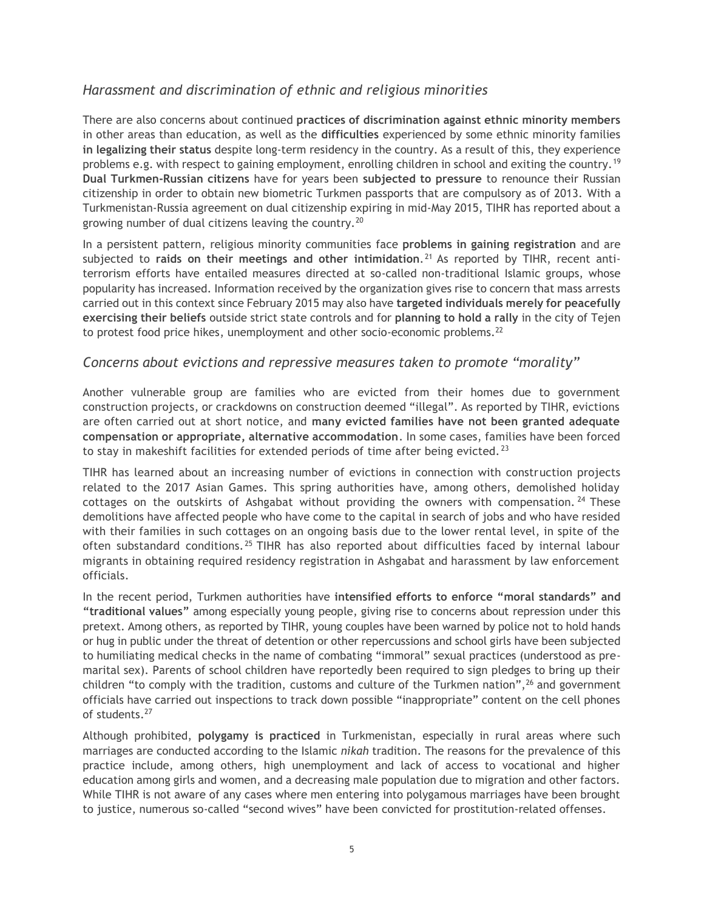### *Harassment and discrimination of ethnic and religious minorities*

There are also concerns about continued **practices of discrimination against ethnic minority members** in other areas than education, as well as the **difficulties** experienced by some ethnic minority families **in legalizing their status** despite long-term residency in the country. As a result of this, they experience problems e.g. with respect to gaining employment, enrolling children in school and exiting the country.[19] **Dual Turkmen-Russian citizens** have for years been **subjected to pressure** to renounce their Russian citizenship in order to obtain new biometric Turkmen passports that are compulsory as of 2013. With a Turkmenistan-Russia agreement on dual citizenship expiring in mid-May 2015, TIHR has reported about a growing number of dual citizens leaving the country.[20]

In a persistent pattern, religious minority communities face **problems in gaining registration** and are subjected to **raids on their meetings and other intimidation**.[21] As reported by TIHR, recent anti-terrorism efforts have entailed measures directed at so-called non-traditional Islamic groups, whose popularity has increased. Information received by the organization gives rise to concern that mass arrests carried out in this context since February 2015 may also have **targeted individuals merely for peacefully exercising their beliefs** outside strict state controls and for **planning to hold a rally** in the city of Tejen to protest food price hikes, unemployment and other socio-economic problems.[22]

### *Concerns about evictions and repressive measures taken to promote "morality"*

Another vulnerable group are families who are evicted from their homes due to government construction projects, or crackdowns on construction deemed "illegal". As reported by TIHR, evictions are often carried out at short notice, and **many evicted families have not been granted adequate compensation or appropriate, alternative accommodation**. In some cases, families have been forced to stay in makeshift facilities for extended periods of time after being evicted.[23]

TIHR has learned about an increasing number of evictions in connection with construction projects related to the 2017 Asian Games. This spring authorities have, among others, demolished holiday cottages on the outskirts of Ashgabat without providing the owners with compensation.[24] These demolitions have affected people who have come to the capital in search of jobs and who have resided with their families in such cottages on an ongoing basis due to the lower rental level, in spite of the often substandard conditions.[25] TIHR has also reported about difficulties faced by internal labour migrants in obtaining required residency registration in Ashgabat and harassment by law enforcement officials.

In the recent period, Turkmen authorities have **intensified efforts to enforce "moral standards" and "traditional values"** among especially young people, giving rise to concerns about repression under this pretext. Among others, as reported by TIHR, young couples have been warned by police not to hold hands or hug in public under the threat of detention or other repercussions and school girls have been subjected to humiliating medical checks in the name of combating "immoral" sexual practices (understood as pre-marital sex). Parents of school children have reportedly been required to sign pledges to bring up their children "to comply with the tradition, customs and culture of the Turkmen nation",[26] and government officials have carried out inspections to track down possible "inappropriate" content on the cell phones of students.[27]

Although prohibited, **polygamy is practiced** in Turkmenistan, especially in rural areas where such marriages are conducted according to the Islamic *nikah* tradition. The reasons for the prevalence of this practice include, among others, high unemployment and lack of access to vocational and higher education among girls and women, and a decreasing male population due to migration and other factors. While TIHR is not aware of any cases where men entering into polygamous marriages have been brought to justice, numerous so-called "second wives" have been convicted for prostitution-related offenses.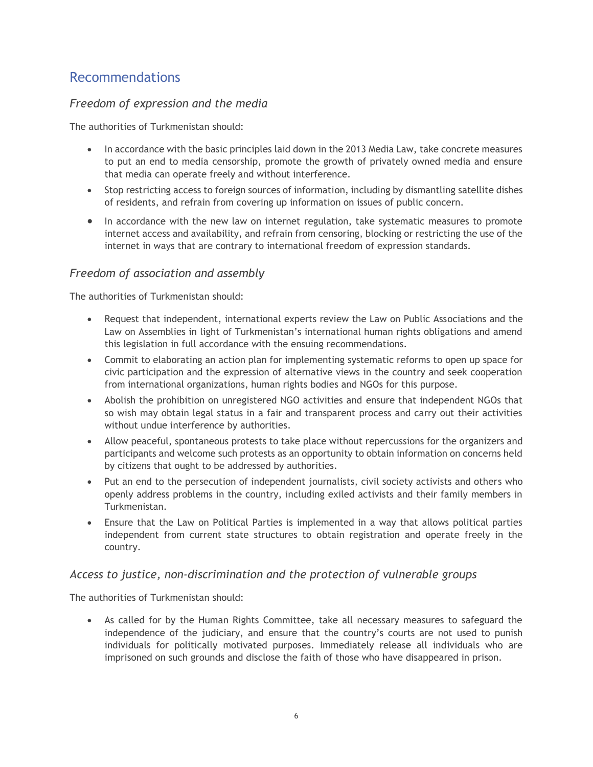## Recommendations

### *Freedom of expression and the media*

The authorities of Turkmenistan should:

- In accordance with the basic principles laid down in the 2013 Media Law, take concrete measures to put an end to media censorship, promote the growth of privately owned media and ensure that media can operate freely and without interference.
- Stop restricting access to foreign sources of information, including by dismantling satellite dishes of residents, and refrain from covering up information on issues of public concern.
- In accordance with the new law on internet regulation, take systematic measures to promote internet access and availability, and refrain from censoring, blocking or restricting the use of the internet in ways that are contrary to international freedom of expression standards.

### *Freedom of association and assembly*

The authorities of Turkmenistan should:

- Request that independent, international experts review the Law on Public Associations and the Law on Assemblies in light of Turkmenistan's international human rights obligations and amend this legislation in full accordance with the ensuing recommendations.
- Commit to elaborating an action plan for implementing systematic reforms to open up space for civic participation and the expression of alternative views in the country and seek cooperation from international organizations, human rights bodies and NGOs for this purpose.
- Abolish the prohibition on unregistered NGO activities and ensure that independent NGOs that so wish may obtain legal status in a fair and transparent process and carry out their activities without undue interference by authorities.
- Allow peaceful, spontaneous protests to take place without repercussions for the organizers and participants and welcome such protests as an opportunity to obtain information on concerns held by citizens that ought to be addressed by authorities.
- Put an end to the persecution of independent journalists, civil society activists and others who openly address problems in the country, including exiled activists and their family members in Turkmenistan.
- Ensure that the Law on Political Parties is implemented in a way that allows political parties independent from current state structures to obtain registration and operate freely in the country.

### *Access to justice, non-discrimination and the protection of vulnerable groups*

The authorities of Turkmenistan should:

- As called for by the Human Rights Committee, take all necessary measures to safeguard the independence of the judiciary, and ensure that the country's courts are not used to punish individuals for politically motivated purposes. Immediately release all individuals who are imprisoned on such grounds and disclose the faith of those who have disappeared in prison.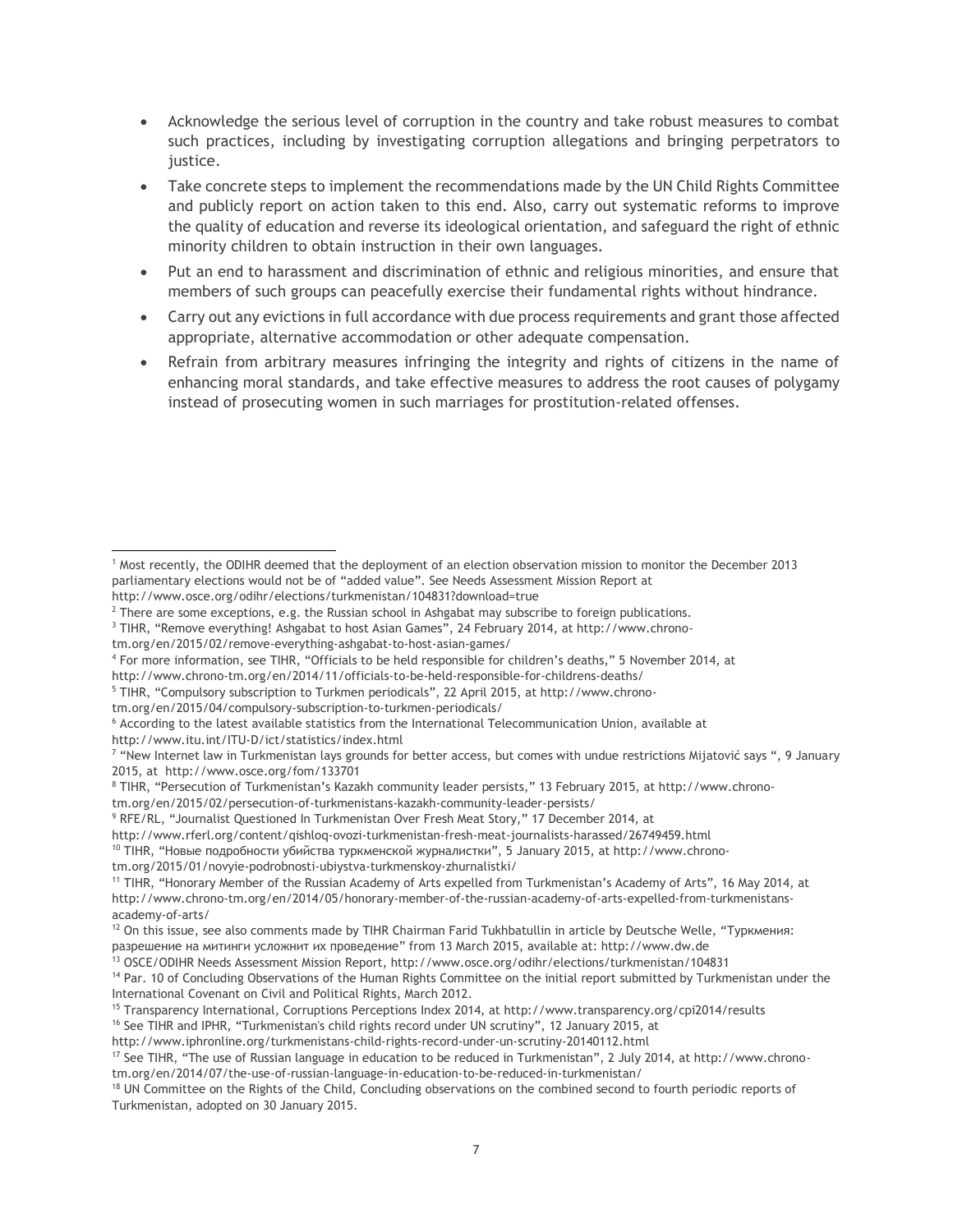- Acknowledge the serious level of corruption in the country and take robust measures to combat such practices, including by investigating corruption allegations and bringing perpetrators to justice.
- Take concrete steps to implement the recommendations made by the UN Child Rights Committee and publicly report on action taken to this end. Also, carry out systematic reforms to improve the quality of education and reverse its ideological orientation, and safeguard the right of ethnic minority children to obtain instruction in their own languages.
- Put an end to harassment and discrimination of ethnic and religious minorities, and ensure that members of such groups can peacefully exercise their fundamental rights without hindrance.
- Carry out any evictions in full accordance with due process requirements and grant those affected appropriate, alternative accommodation or other adequate compensation.
- Refrain from arbitrary measures infringing the integrity and rights of citizens in the name of enhancing moral standards, and take effective measures to address the root causes of polygamy instead of prosecuting women in such marriages for prostitution-related offenses.

---

[1] Most recently, the ODIHR deemed that the deployment of an election observation mission to monitor the December 2013 parliamentary elections would not be of "added value". See Needs Assessment Mission Report at http://www.osce.org/odihr/elections/turkmenistan/104831?download=true

[2] There are some exceptions, e.g. the Russian school in Ashgabat may subscribe to foreign publications.

[3] TIHR, "Remove everything! Ashgabat to host Asian Games", 24 February 2014, at http://www.chrono-tm.org/en/2015/02/remove-everything-ashgabat-to-host-asian-games/

[4] For more information, see TIHR, "Officials to be held responsible for children's deaths," 5 November 2014, at http://www.chrono-tm.org/en/2014/11/officials-to-be-held-responsible-for-childrens-deaths/

[5] TIHR, "Compulsory subscription to Turkmen periodicals", 22 April 2015, at http://www.chrono-tm.org/en/2015/04/compulsory-subscription-to-turkmen-periodicals/

[6] According to the latest available statistics from the International Telecommunication Union, available at http://www.itu.int/ITU-D/ict/statistics/index.html

[7] "New Internet law in Turkmenistan lays grounds for better access, but comes with undue restrictions Mijatović says ", 9 January 2015, at http://www.osce.org/fom/133701

[8] TIHR, "Persecution of Turkmenistan's Kazakh community leader persists," 13 February 2015, at http://www.chrono-tm.org/en/2015/02/persecution-of-turkmenistans-kazakh-community-leader-persists/

[9] RFE/RL, "Journalist Questioned In Turkmenistan Over Fresh Meat Story," 17 December 2014, at http://www.rferl.org/content/qishloq-ovozi-turkmenistan-fresh-meat-journalists-harassed/26749459.html

[10] TIHR, "Новые подробности убийства туркменской журналистки", 5 January 2015, at http://www.chrono-tm.org/2015/01/novyie-podrobnosti-ubiystva-turkmenskoy-zhurnalistki/

[11] TIHR, "Honorary Member of the Russian Academy of Arts expelled from Turkmenistan's Academy of Arts", 16 May 2014, at http://www.chrono-tm.org/en/2014/05/honorary-member-of-the-russian-academy-of-arts-expelled-from-turkmenistans-academy-of-arts/

[12] On this issue, see also comments made by TIHR Chairman Farid Tukhbatullin in article by Deutsche Welle, "Туркмения: разрешение на митинги усложнит их проведение" from 13 March 2015, available at: http://www.dw.de

[13] OSCE/ODIHR Needs Assessment Mission Report, http://www.osce.org/odihr/elections/turkmenistan/104831

[14] Par. 10 of Concluding Observations of the Human Rights Committee on the initial report submitted by Turkmenistan under the International Covenant on Civil and Political Rights, March 2012.

[15] Transparency International, Corruptions Perceptions Index 2014, at http://www.transparency.org/cpi2014/results

[16] See TIHR and IPHR, "Turkmenistan's child rights record under UN scrutiny", 12 January 2015, at http://www.iphronline.org/turkmenistans-child-rights-record-under-un-scrutiny-20140112.html

[17] See TIHR, "The use of Russian language in education to be reduced in Turkmenistan", 2 July 2014, at http://www.chrono-tm.org/en/2014/07/the-use-of-russian-language-in-education-to-be-reduced-in-turkmenistan/

[18] UN Committee on the Rights of the Child, Concluding observations on the combined second to fourth periodic reports of Turkmenistan, adopted on 30 January 2015.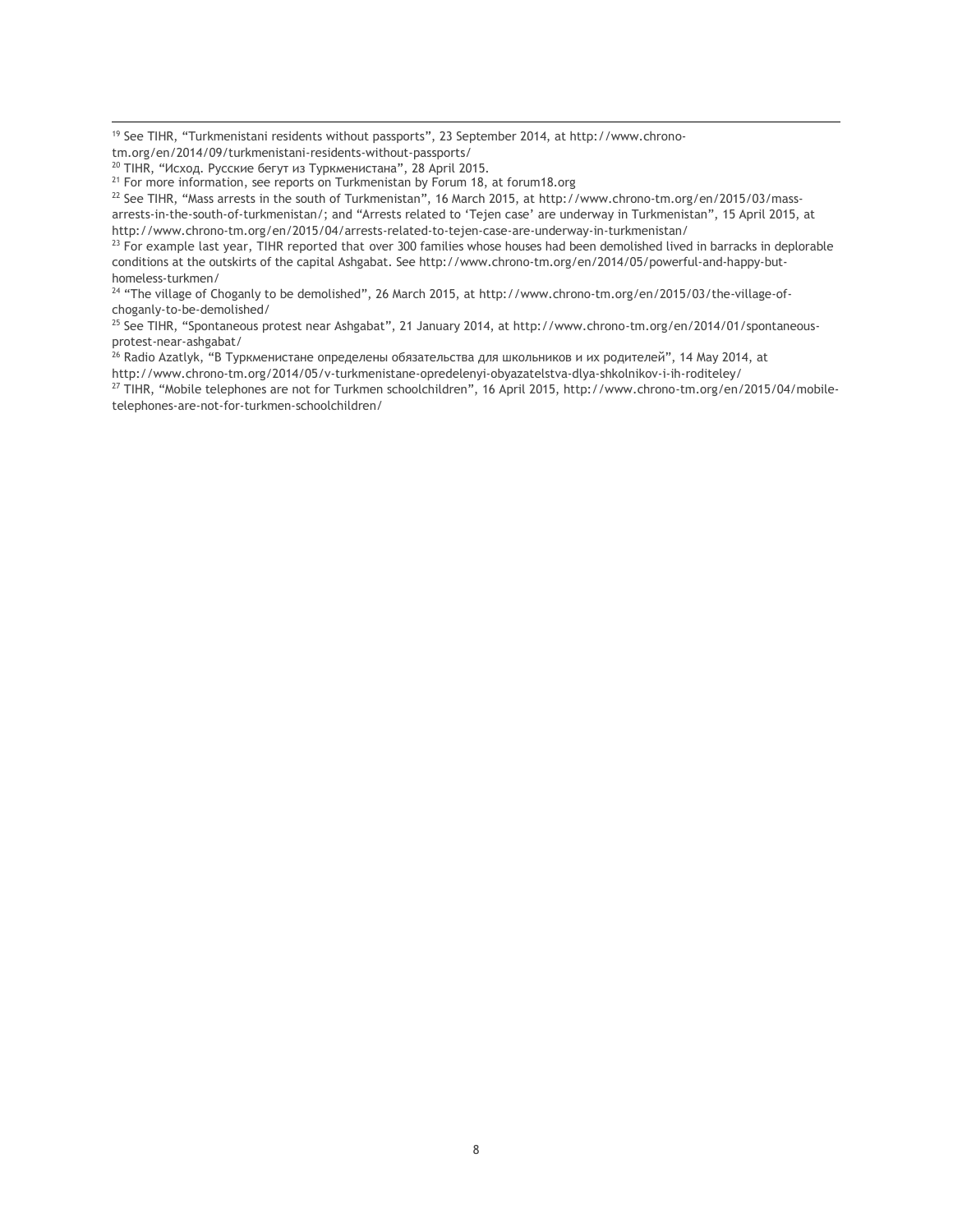[19] See TIHR, "Turkmenistani residents without passports", 23 September 2014, at http://www.chrono-tm.org/en/2014/09/turkmenistani-residents-without-passports/

[20] TIHR, "Исход. Русские бегут из Туркменистана", 28 April 2015.

[21] For more information, see reports on Turkmenistan by Forum 18, at forum18.org

[22] See TIHR, "Mass arrests in the south of Turkmenistan", 16 March 2015, at http://www.chrono-tm.org/en/2015/03/mass-arrests-in-the-south-of-turkmenistan/; and "Arrests related to 'Tejen case' are underway in Turkmenistan", 15 April 2015, at http://www.chrono-tm.org/en/2015/04/arrests-related-to-tejen-case-are-underway-in-turkmenistan/

[23] For example last year, TIHR reported that over 300 families whose houses had been demolished lived in barracks in deplorable conditions at the outskirts of the capital Ashgabat. See http://www.chrono-tm.org/en/2014/05/powerful-and-happy-but-homeless-turkmen/

[24] "The village of Choganly to be demolished", 26 March 2015, at http://www.chrono-tm.org/en/2015/03/the-village-of-choganly-to-be-demolished/

[25] See TIHR, "Spontaneous protest near Ashgabat", 21 January 2014, at http://www.chrono-tm.org/en/2014/01/spontaneous-protest-near-ashgabat/

[26] Radio Azatlyk, "В Туркменистане определены обязательства для школьников и их родителей", 14 May 2014, at http://www.chrono-tm.org/2014/05/v-turkmenistane-opredelenyi-obyazatelstva-dlya-shkolnikov-i-ih-roditeley/

[27] TIHR, "Mobile telephones are not for Turkmen schoolchildren", 16 April 2015, http://www.chrono-tm.org/en/2015/04/mobile-telephones-are-not-for-turkmen-schoolchildren/